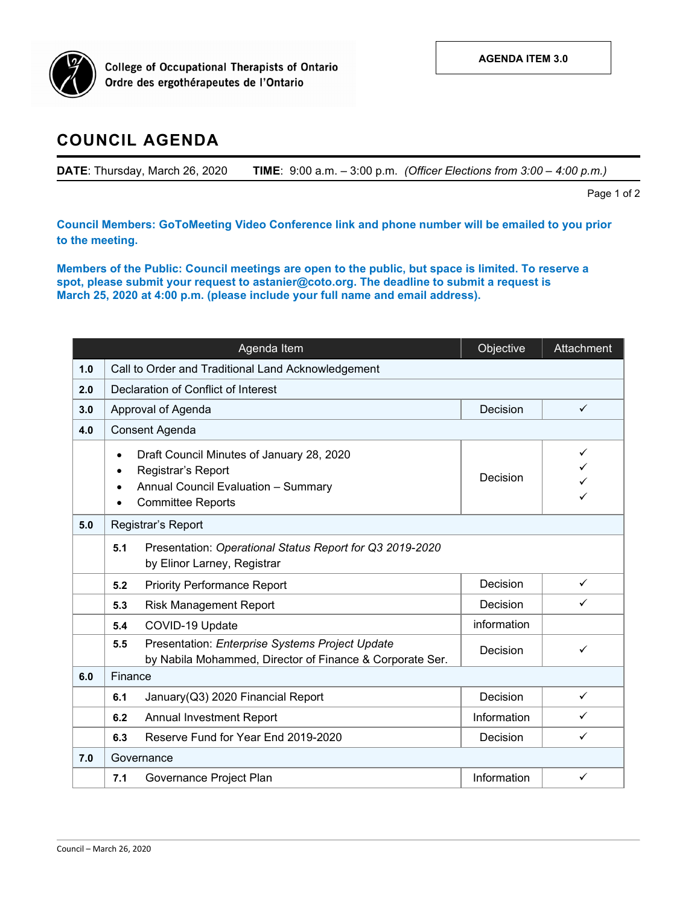College of Occupational Therapists of Ontario
Ordre des ergothérapeutes de l'Ontario

**AGENDA ITEM 3.0**

# COUNCIL AGENDA

**DATE**: Thursday, March 26, 2020 **TIME**: 9:00 a.m. – 3:00 p.m. *(Officer Elections from 3:00 – 4:00 p.m.)*

**Council Members: GoToMeeting Video Conference link and phone number will be emailed to you prior to the meeting.**

**Members of the Public: Council meetings are open to the public, but space is limited. To reserve a spot, please submit your request to astanier@coto.org. The deadline to submit a request is March 25, 2020 at 4:00 p.m. (please include your full name and email address).**

| | Agenda Item | Objective | Attachment |
|---|---|---|---|
| **1.0** | Call to Order and Traditional Land Acknowledgement | | |
| **2.0** | Declaration of Conflict of Interest | | |
| **3.0** | Approval of Agenda | Decision | ✓ |
| **4.0** | Consent Agenda | | |
| | • Draft Council Minutes of January 28, 2020<br>• Registrar's Report<br>• Annual Council Evaluation – Summary<br>• Committee Reports | Decision | ✓<br>✓<br>✓<br>✓ |
| **5.0** | Registrar's Report | | |
| | **5.1** Presentation: *Operational Status Report for Q3 2019-2020* by Elinor Larney, Registrar | | |
| | **5.2** Priority Performance Report | Decision | ✓ |
| | **5.3** Risk Management Report | Decision | ✓ |
| | **5.4** COVID-19 Update | information | |
| | **5.5** Presentation: *Enterprise Systems Project Update* by Nabila Mohammed, Director of Finance & Corporate Ser. | Decision | ✓ |
| **6.0** | Finance | | |
| | **6.1** January(Q3) 2020 Financial Report | Decision | ✓ |
| | **6.2** Annual Investment Report | Information | ✓ |
| | **6.3** Reserve Fund for Year End 2019-2020 | Decision | ✓ |
| **7.0** | Governance | | |
| | **7.1** Governance Project Plan | Information | ✓ |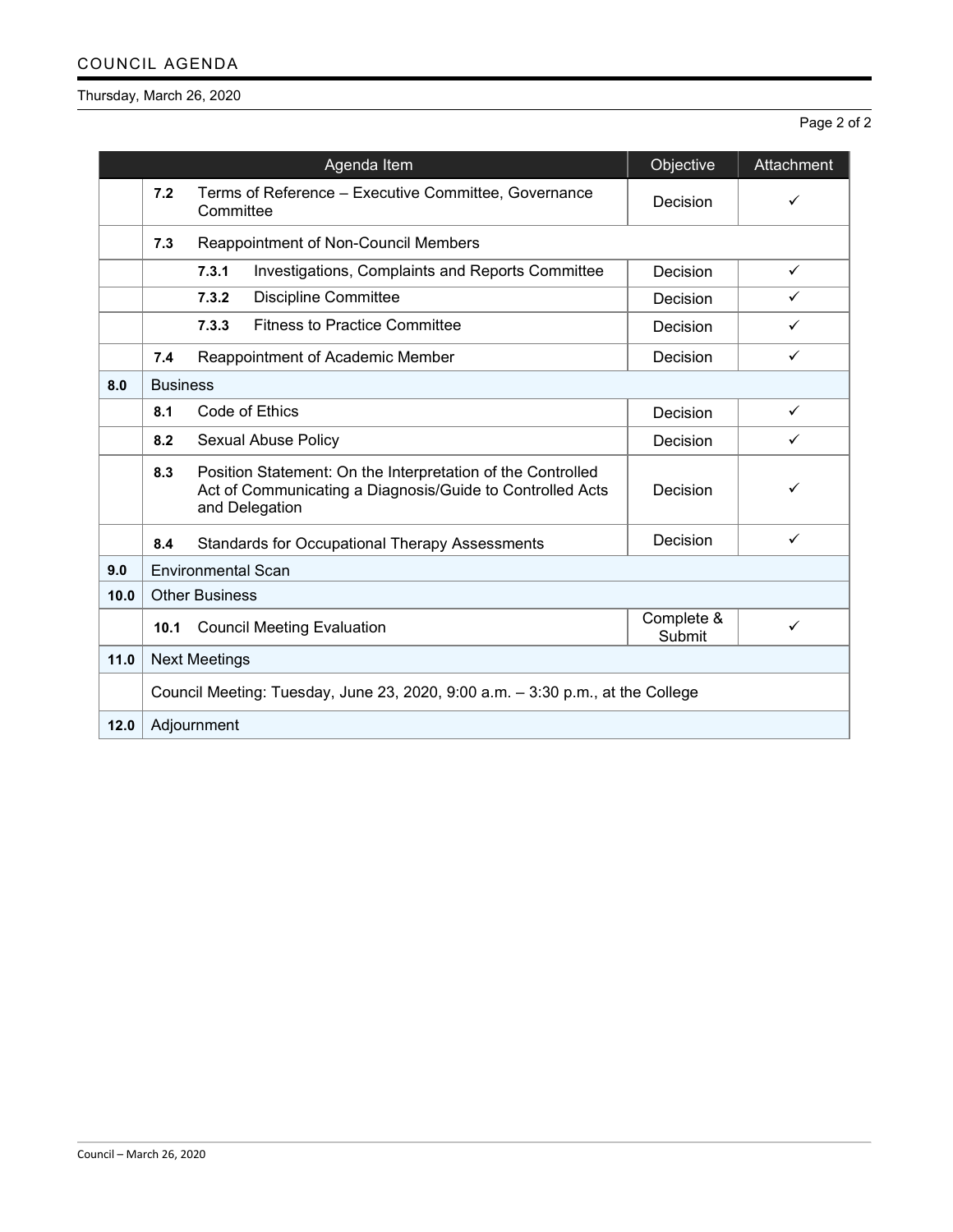# COUNCIL AGENDA

Thursday, March 26, 2020

| Agenda Item | | Objective | Attachment |
|---|---|---|---|
| | **7.2** Terms of Reference – Executive Committee, Governance Committee | Decision | ✓ |
| | **7.3** Reappointment of Non-Council Members | | |
| | **7.3.1** Investigations, Complaints and Reports Committee | Decision | ✓ |
| | **7.3.2** Discipline Committee | Decision | ✓ |
| | **7.3.3** Fitness to Practice Committee | Decision | ✓ |
| | **7.4** Reappointment of Academic Member | Decision | ✓ |
| **8.0** | Business | | |
| | **8.1** Code of Ethics | Decision | ✓ |
| | **8.2** Sexual Abuse Policy | Decision | ✓ |
| | **8.3** Position Statement: On the Interpretation of the Controlled Act of Communicating a Diagnosis/Guide to Controlled Acts and Delegation | Decision | ✓ |
| | **8.4** Standards for Occupational Therapy Assessments | Decision | ✓ |
| **9.0** | Environmental Scan | | |
| **10.0** | Other Business | | |
| | **10.1** Council Meeting Evaluation | Complete & Submit | ✓ |
| **11.0** | Next Meetings | | |
| | Council Meeting: Tuesday, June 23, 2020, 9:00 a.m. – 3:30 p.m., at the College | | |
| **12.0** | Adjournment | | |